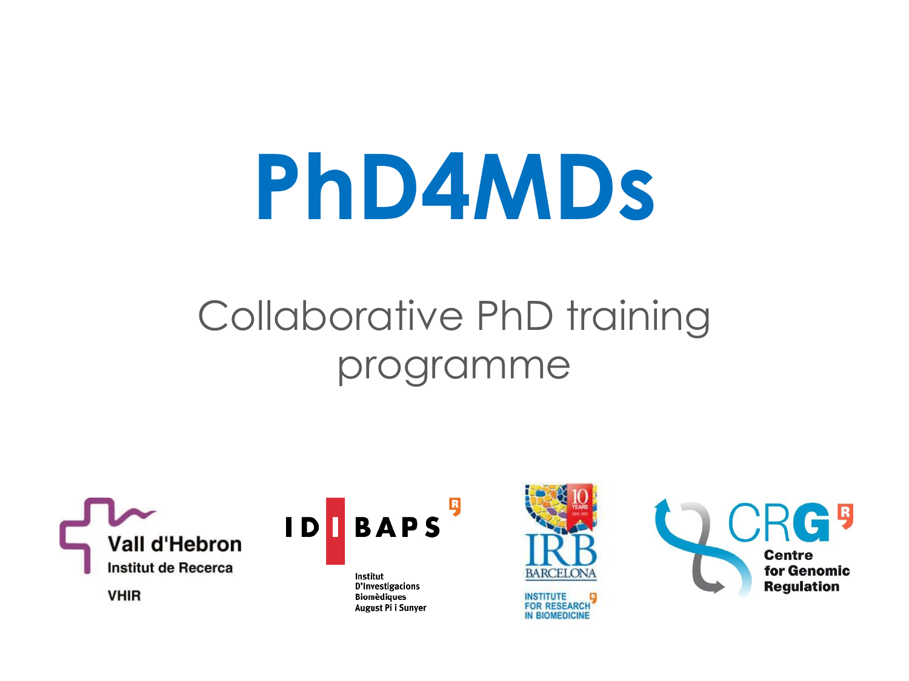# PhD4MDs

## Collaborative PhD training programme

Vall d'Hebron Institut de Recerca VHIR

IDIBAPS Institut D'Investigacions Biomèdiques August Pi i Sunyer

IRB Barcelona Institute for Research in Biomedicine

CRG Centre for Genomic Regulation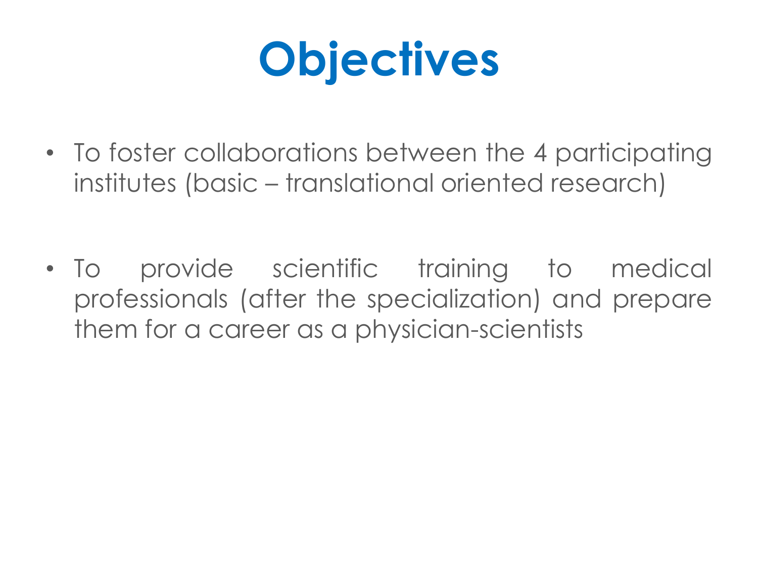# Objectives

- To foster collaborations between the 4 participating institutes (basic – translational oriented research)

- To provide scientific training to medical professionals (after the specialization) and prepare them for a career as a physician-scientists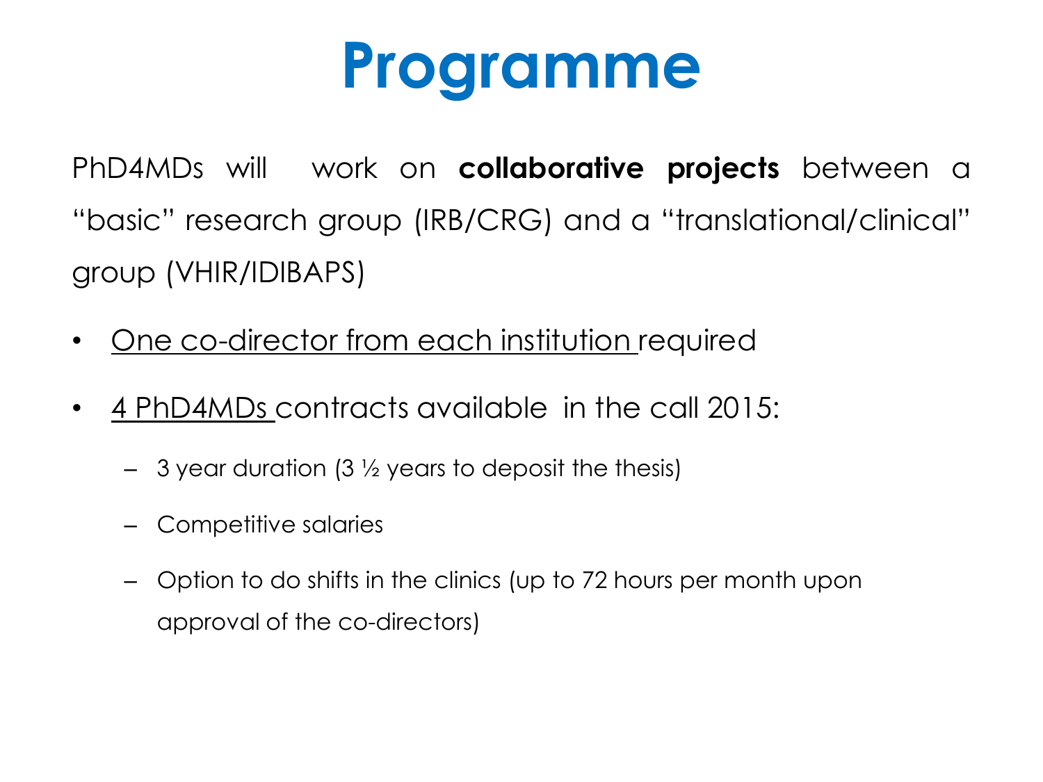# Programme

PhD4MDs will work on **collaborative projects** between a "basic" research group (IRB/CRG) and a "translational/clinical" group (VHIR/IDIBAPS)

- One co-director from each institution required
- 4 PhD4MDs contracts available in the call 2015:
  - 3 year duration (3 ½ years to deposit the thesis)
  - Competitive salaries
  - Option to do shifts in the clinics (up to 72 hours per month upon approval of the co-directors)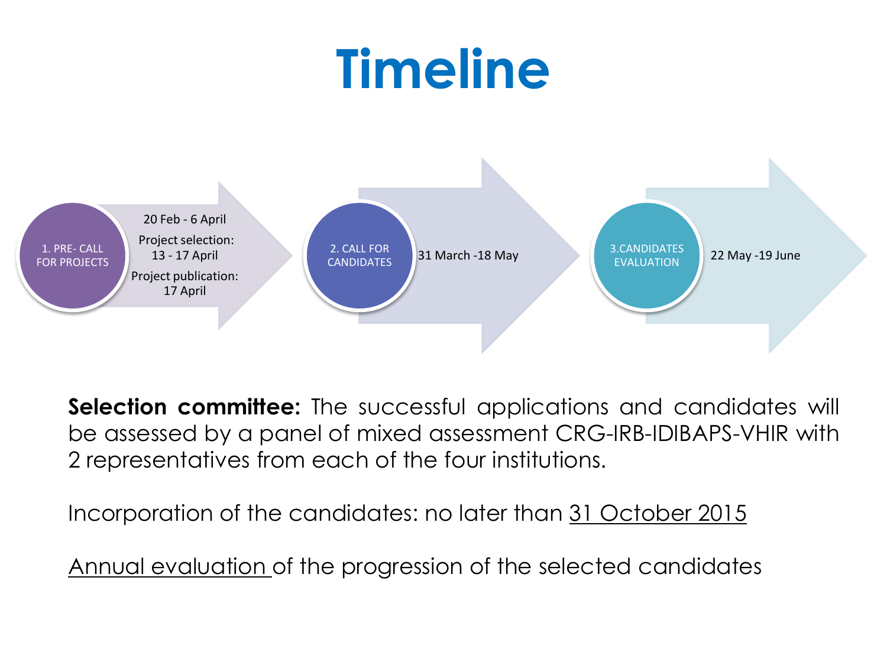# Timeline

1. PRE- CALL FOR PROJECTS
   - 20 Feb - 6 April
   - Project selection: 13 - 17 April
   - Project publication: 17 April

2. CALL FOR CANDIDATES
   - 31 March -18 May

3. CANDIDATES EVALUATION
   - 22 May -19 June

**Selection committee:** The successful applications and candidates will be assessed by a panel of mixed assessment CRG-IRB-IDIBAPS-VHIR with 2 representatives from each of the four institutions.

Incorporation of the candidates: no later than 31 October 2015

Annual evaluation of the progression of the selected candidates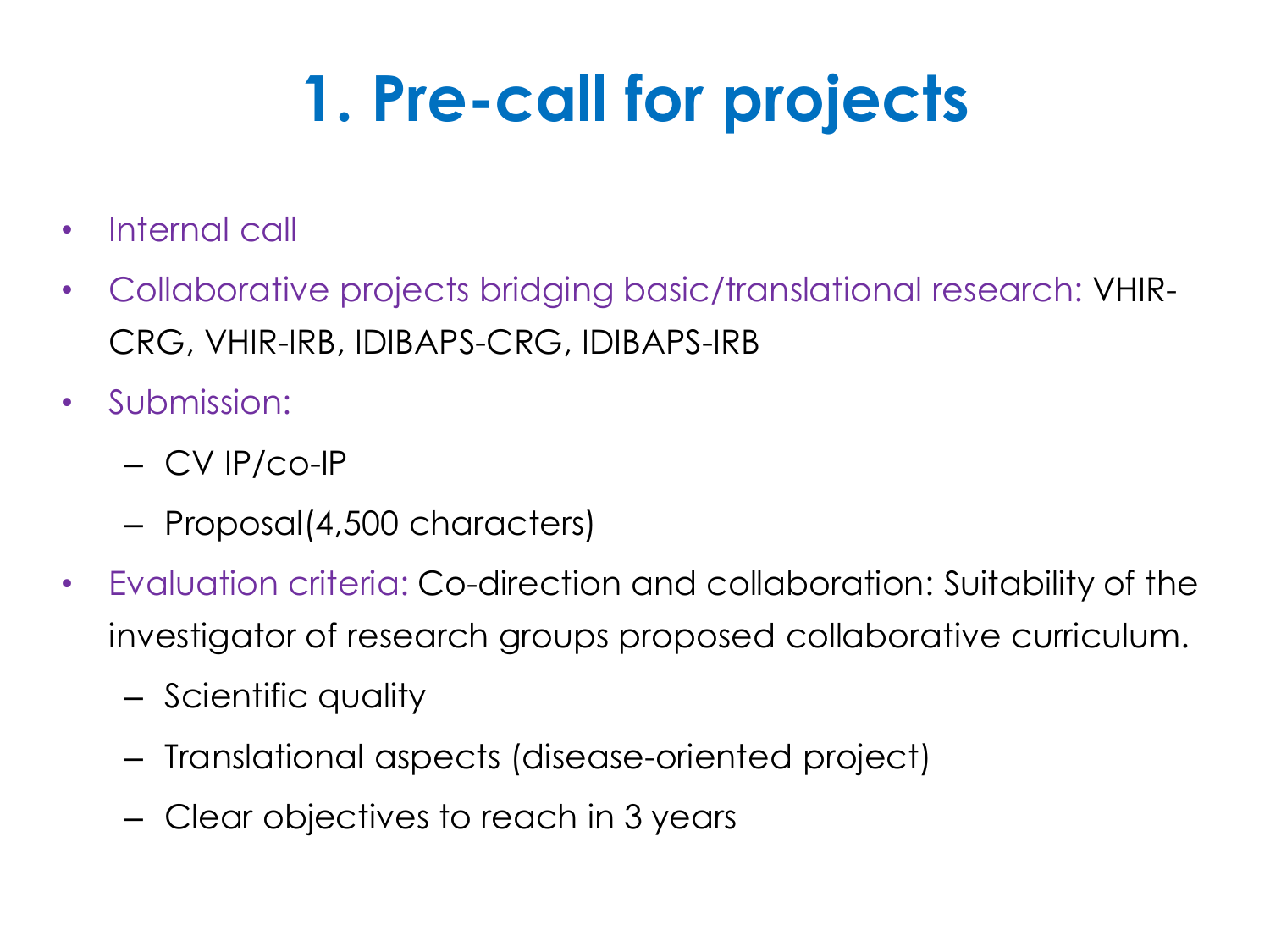# 1. Pre-call for projects

- Internal call
- Collaborative projects bridging basic/translational research: VHIR-CRG, VHIR-IRB, IDIBAPS-CRG, IDIBAPS-IRB
- Submission:
  - CV IP/co-IP
  - Proposal(4,500 characters)
- Evaluation criteria: Co-direction and collaboration: Suitability of the investigator of research groups proposed collaborative curriculum.
  - Scientific quality
  - Translational aspects (disease-oriented project)
  - Clear objectives to reach in 3 years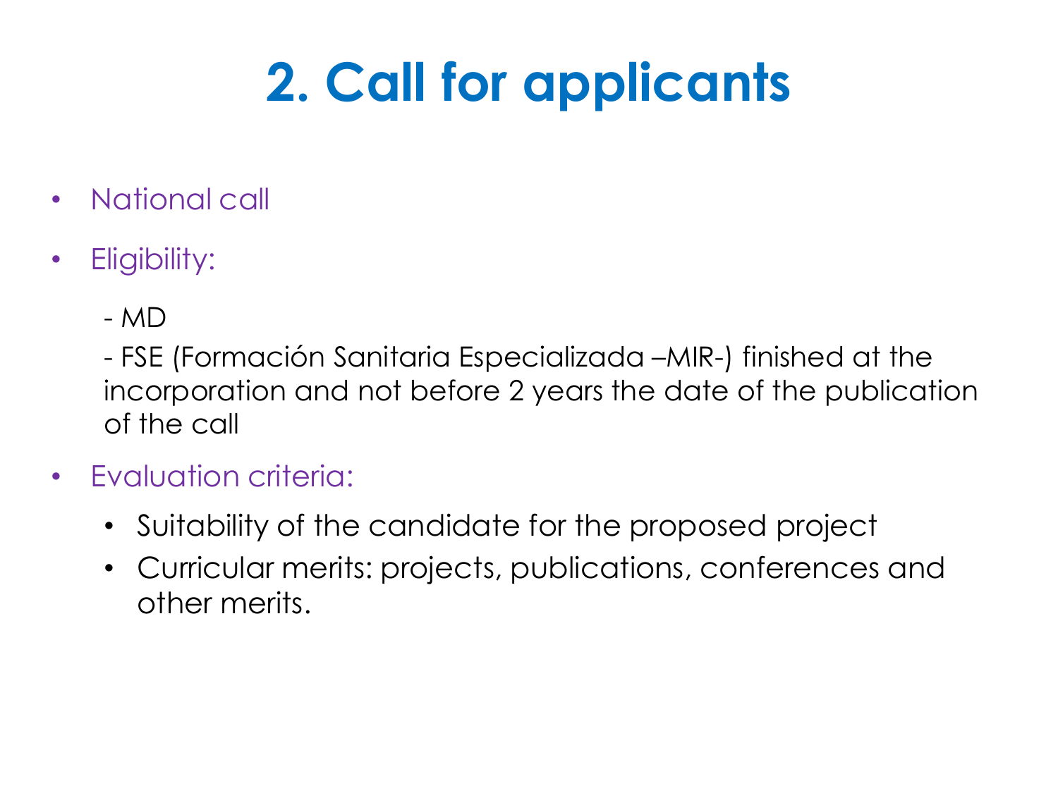# 2. Call for applicants

- National call
- Eligibility:

  - MD

  - FSE (Formación Sanitaria Especializada –MIR-) finished at the incorporation and not before 2 years the date of the publication of the call

- Evaluation criteria:
  - Suitability of the candidate for the proposed project
  - Curricular merits: projects, publications, conferences and other merits.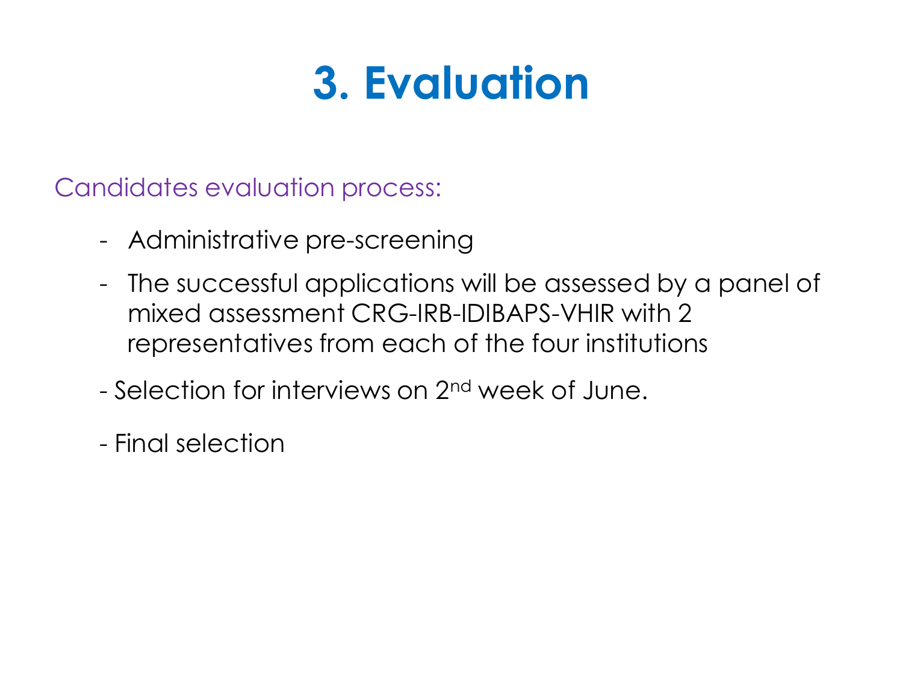# 3. Evaluation

Candidates evaluation process:

- Administrative pre-screening
- The successful applications will be assessed by a panel of mixed assessment CRG-IRB-IDIBAPS-VHIR with 2 representatives from each of the four institutions
- Selection for interviews on 2nd week of June.
- Final selection